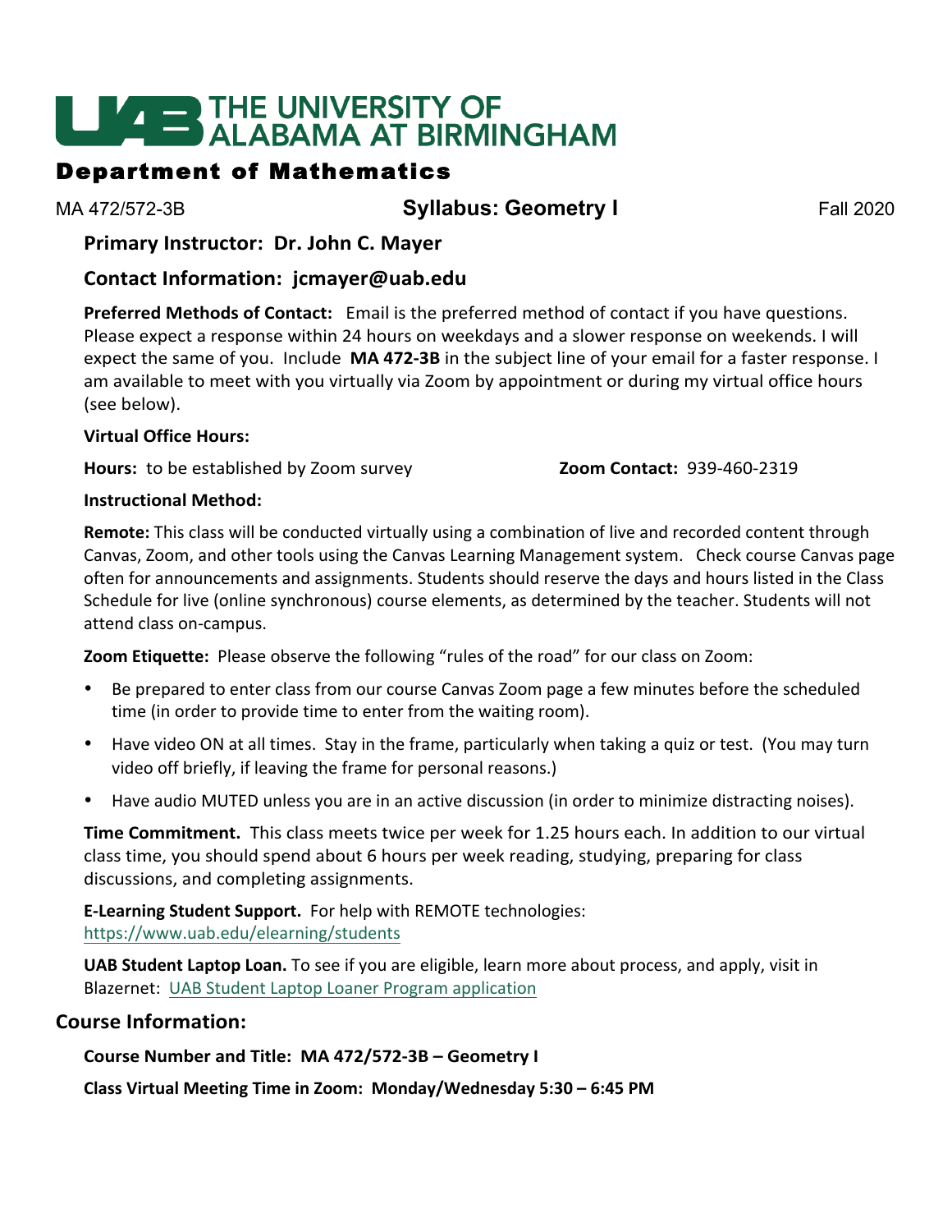# THE UNIVERSITY OF ALABAMA AT BIRMINGHAM

## Department of Mathematics

MA 472/572-3B **Syllabus: Geometry I** Fall 2020

### Primary Instructor: Dr. John C. Mayer

### Contact Information: jcmayer@uab.edu

**Preferred Methods of Contact:** Email is the preferred method of contact if you have questions. Please expect a response within 24 hours on weekdays and a slower response on weekends. I will expect the same of you. Include **MA 472-3B** in the subject line of your email for a faster response. I am available to meet with you virtually via Zoom by appointment or during my virtual office hours (see below).

**Virtual Office Hours:**

**Hours:** to be established by Zoom survey **Zoom Contact:** 939-460-2319

**Instructional Method:**

**Remote:** This class will be conducted virtually using a combination of live and recorded content through Canvas, Zoom, and other tools using the Canvas Learning Management system. Check course Canvas page often for announcements and assignments. Students should reserve the days and hours listed in the Class Schedule for live (online synchronous) course elements, as determined by the teacher. Students will not attend class on-campus.

**Zoom Etiquette:** Please observe the following "rules of the road" for our class on Zoom:

- Be prepared to enter class from our course Canvas Zoom page a few minutes before the scheduled time (in order to provide time to enter from the waiting room).
- Have video ON at all times. Stay in the frame, particularly when taking a quiz or test. (You may turn video off briefly, if leaving the frame for personal reasons.)
- Have audio MUTED unless you are in an active discussion (in order to minimize distracting noises).

**Time Commitment.** This class meets twice per week for 1.25 hours each. In addition to our virtual class time, you should spend about 6 hours per week reading, studying, preparing for class discussions, and completing assignments.

**E-Learning Student Support.** For help with REMOTE technologies: https://www.uab.edu/elearning/students

**UAB Student Laptop Loan.** To see if you are eligible, learn more about process, and apply, visit in Blazernet: UAB Student Laptop Loaner Program application

## Course Information:

**Course Number and Title: MA 472/572-3B – Geometry I**

**Class Virtual Meeting Time in Zoom: Monday/Wednesday 5:30 – 6:45 PM**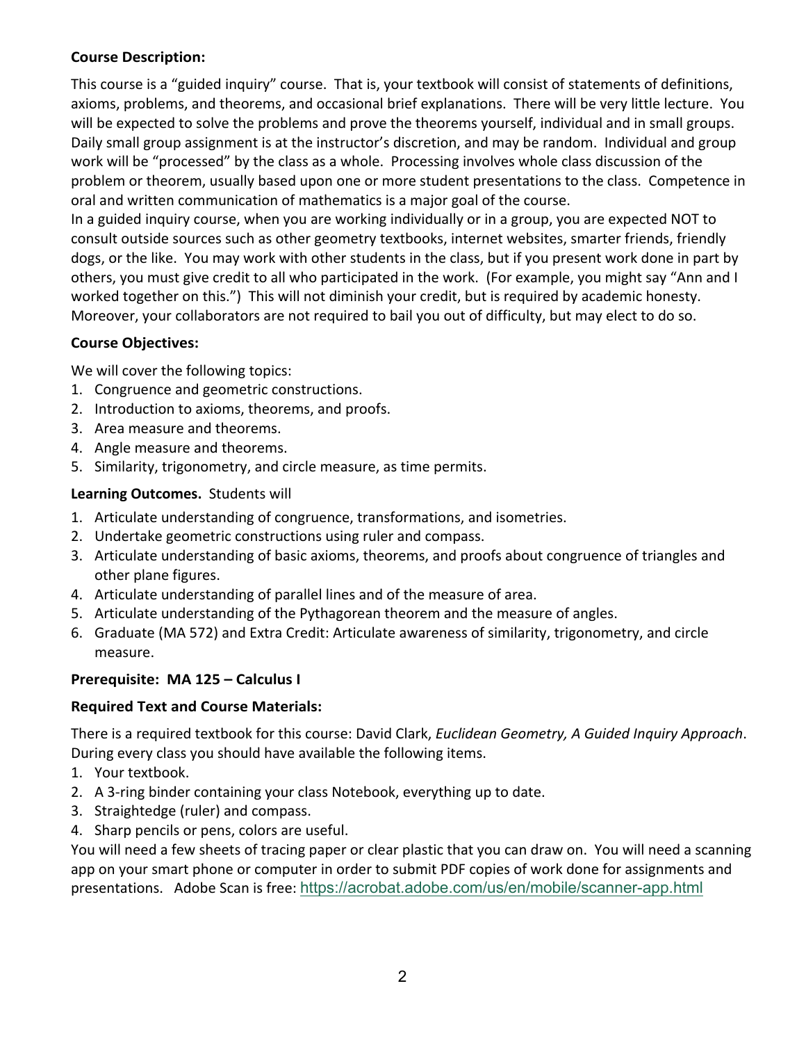**Course Description:**

This course is a "guided inquiry" course. That is, your textbook will consist of statements of definitions, axioms, problems, and theorems, and occasional brief explanations. There will be very little lecture. You will be expected to solve the problems and prove the theorems yourself, individual and in small groups. Daily small group assignment is at the instructor's discretion, and may be random. Individual and group work will be "processed" by the class as a whole. Processing involves whole class discussion of the problem or theorem, usually based upon one or more student presentations to the class. Competence in oral and written communication of mathematics is a major goal of the course.

In a guided inquiry course, when you are working individually or in a group, you are expected NOT to consult outside sources such as other geometry textbooks, internet websites, smarter friends, friendly dogs, or the like. You may work with other students in the class, but if you present work done in part by others, you must give credit to all who participated in the work. (For example, you might say "Ann and I worked together on this.") This will not diminish your credit, but is required by academic honesty. Moreover, your collaborators are not required to bail you out of difficulty, but may elect to do so.

**Course Objectives:**

We will cover the following topics:

1. Congruence and geometric constructions.
2. Introduction to axioms, theorems, and proofs.
3. Area measure and theorems.
4. Angle measure and theorems.
5. Similarity, trigonometry, and circle measure, as time permits.

**Learning Outcomes.** Students will

1. Articulate understanding of congruence, transformations, and isometries.
2. Undertake geometric constructions using ruler and compass.
3. Articulate understanding of basic axioms, theorems, and proofs about congruence of triangles and other plane figures.
4. Articulate understanding of parallel lines and of the measure of area.
5. Articulate understanding of the Pythagorean theorem and the measure of angles.
6. Graduate (MA 572) and Extra Credit: Articulate awareness of similarity, trigonometry, and circle measure.

**Prerequisite: MA 125 – Calculus I**

**Required Text and Course Materials:**

There is a required textbook for this course: David Clark, *Euclidean Geometry, A Guided Inquiry Approach*. During every class you should have available the following items.

1. Your textbook.
2. A 3-ring binder containing your class Notebook, everything up to date.
3. Straightedge (ruler) and compass.
4. Sharp pencils or pens, colors are useful.

You will need a few sheets of tracing paper or clear plastic that you can draw on. You will need a scanning app on your smart phone or computer in order to submit PDF copies of work done for assignments and presentations. Adobe Scan is free: https://acrobat.adobe.com/us/en/mobile/scanner-app.html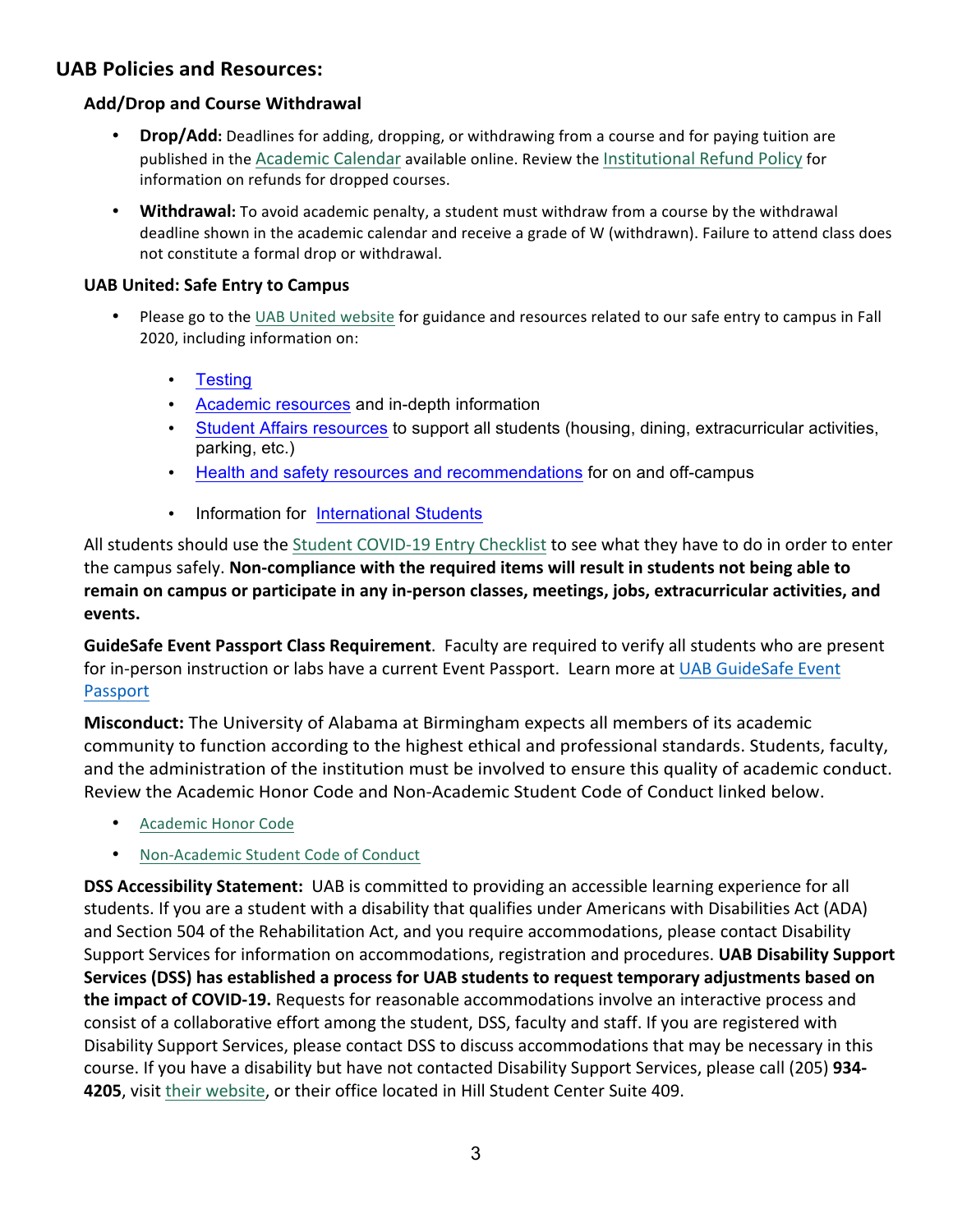## UAB Policies and Resources:

### Add/Drop and Course Withdrawal

- **Drop/Add:** Deadlines for adding, dropping, or withdrawing from a course and for paying tuition are published in the Academic Calendar available online. Review the Institutional Refund Policy for information on refunds for dropped courses.
- **Withdrawal:** To avoid academic penalty, a student must withdraw from a course by the withdrawal deadline shown in the academic calendar and receive a grade of W (withdrawn). Failure to attend class does not constitute a formal drop or withdrawal.

### UAB United: Safe Entry to Campus

- Please go to the UAB United website for guidance and resources related to our safe entry to campus in Fall 2020, including information on:
  - Testing
  - Academic resources and in-depth information
  - Student Affairs resources to support all students (housing, dining, extracurricular activities, parking, etc.)
  - Health and safety resources and recommendations for on and off-campus
  - Information for International Students

All students should use the Student COVID-19 Entry Checklist to see what they have to do in order to enter the campus safely. **Non-compliance with the required items will result in students not being able to remain on campus or participate in any in-person classes, meetings, jobs, extracurricular activities, and events.**

**GuideSafe Event Passport Class Requirement**. Faculty are required to verify all students who are present for in-person instruction or labs have a current Event Passport. Learn more at UAB GuideSafe Event Passport

**Misconduct:** The University of Alabama at Birmingham expects all members of its academic community to function according to the highest ethical and professional standards. Students, faculty, and the administration of the institution must be involved to ensure this quality of academic conduct. Review the Academic Honor Code and Non-Academic Student Code of Conduct linked below.

- Academic Honor Code
- Non-Academic Student Code of Conduct

**DSS Accessibility Statement:** UAB is committed to providing an accessible learning experience for all students. If you are a student with a disability that qualifies under Americans with Disabilities Act (ADA) and Section 504 of the Rehabilitation Act, and you require accommodations, please contact Disability Support Services for information on accommodations, registration and procedures. **UAB Disability Support Services (DSS) has established a process for UAB students to request temporary adjustments based on the impact of COVID-19.** Requests for reasonable accommodations involve an interactive process and consist of a collaborative effort among the student, DSS, faculty and staff. If you are registered with Disability Support Services, please contact DSS to discuss accommodations that may be necessary in this course. If you have a disability but have not contacted Disability Support Services, please call (205) **934-4205**, visit their website, or their office located in Hill Student Center Suite 409.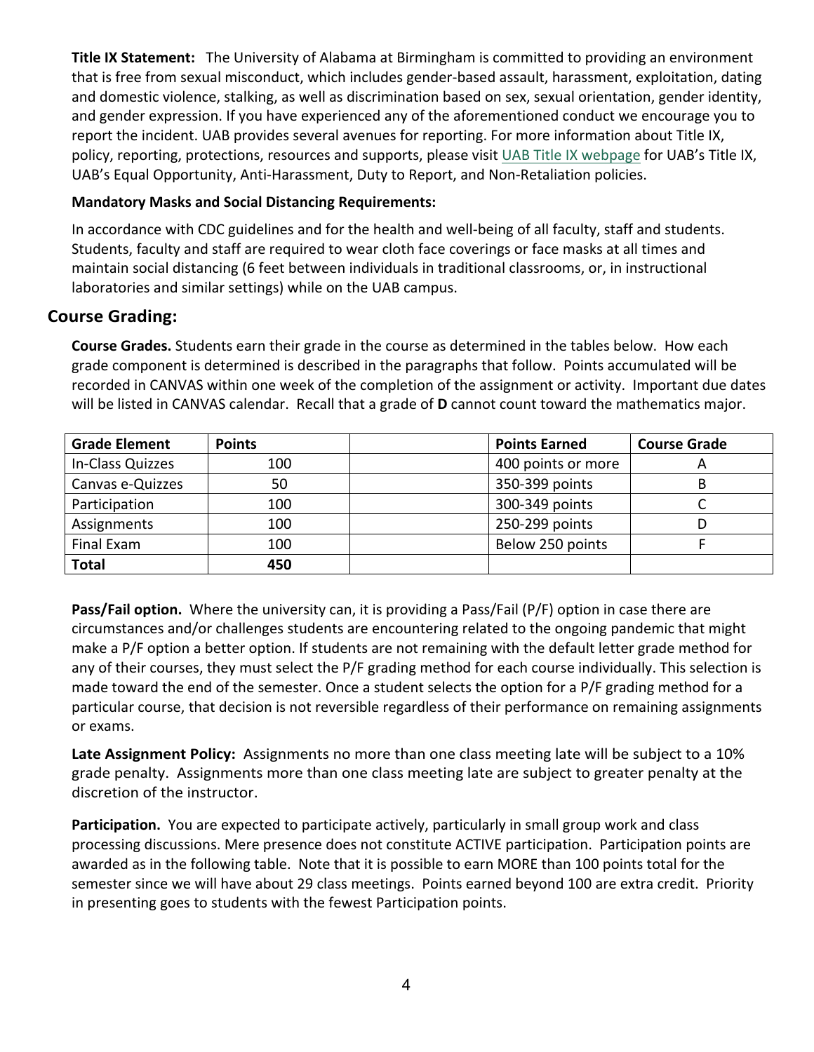**Title IX Statement:** The University of Alabama at Birmingham is committed to providing an environment that is free from sexual misconduct, which includes gender-based assault, harassment, exploitation, dating and domestic violence, stalking, as well as discrimination based on sex, sexual orientation, gender identity, and gender expression. If you have experienced any of the aforementioned conduct we encourage you to report the incident. UAB provides several avenues for reporting. For more information about Title IX, policy, reporting, protections, resources and supports, please visit UAB Title IX webpage for UAB's Title IX, UAB's Equal Opportunity, Anti-Harassment, Duty to Report, and Non-Retaliation policies.

**Mandatory Masks and Social Distancing Requirements:**

In accordance with CDC guidelines and for the health and well-being of all faculty, staff and students. Students, faculty and staff are required to wear cloth face coverings or face masks at all times and maintain social distancing (6 feet between individuals in traditional classrooms, or, in instructional laboratories and similar settings) while on the UAB campus.

## Course Grading:

**Course Grades.** Students earn their grade in the course as determined in the tables below. How each grade component is determined is described in the paragraphs that follow. Points accumulated will be recorded in CANVAS within one week of the completion of the assignment or activity. Important due dates will be listed in CANVAS calendar. Recall that a grade of **D** cannot count toward the mathematics major.

| Grade Element | Points | | Points Earned | Course Grade |
|---|---|---|---|---|
| In-Class Quizzes | 100 | | 400 points or more | A |
| Canvas e-Quizzes | 50 | | 350-399 points | B |
| Participation | 100 | | 300-349 points | C |
| Assignments | 100 | | 250-299 points | D |
| Final Exam | 100 | | Below 250 points | F |
| **Total** | **450** | | | |

**Pass/Fail option.** Where the university can, it is providing a Pass/Fail (P/F) option in case there are circumstances and/or challenges students are encountering related to the ongoing pandemic that might make a P/F option a better option. If students are not remaining with the default letter grade method for any of their courses, they must select the P/F grading method for each course individually. This selection is made toward the end of the semester. Once a student selects the option for a P/F grading method for a particular course, that decision is not reversible regardless of their performance on remaining assignments or exams.

**Late Assignment Policy:** Assignments no more than one class meeting late will be subject to a 10% grade penalty. Assignments more than one class meeting late are subject to greater penalty at the discretion of the instructor.

**Participation.** You are expected to participate actively, particularly in small group work and class processing discussions. Mere presence does not constitute ACTIVE participation. Participation points are awarded as in the following table. Note that it is possible to earn MORE than 100 points total for the semester since we will have about 29 class meetings. Points earned beyond 100 are extra credit. Priority in presenting goes to students with the fewest Participation points.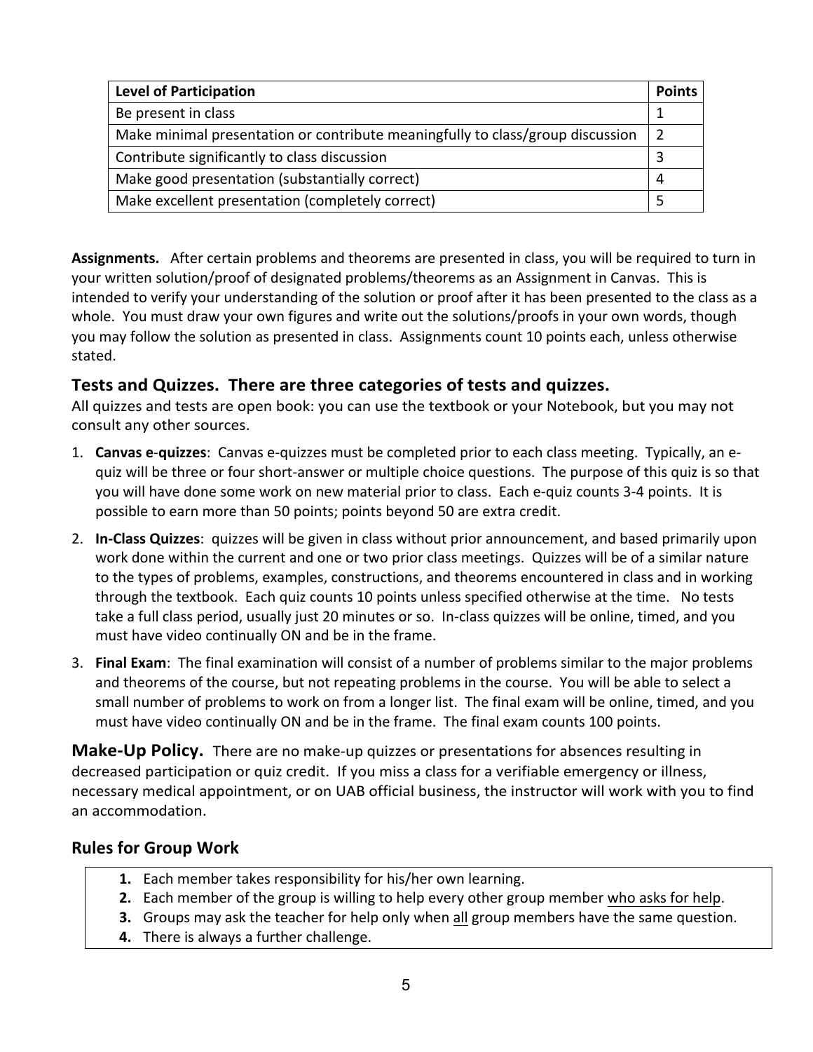| Level of Participation | Points |
|---|---|
| Be present in class | 1 |
| Make minimal presentation or contribute meaningfully to class/group discussion | 2 |
| Contribute significantly to class discussion | 3 |
| Make good presentation (substantially correct) | 4 |
| Make excellent presentation (completely correct) | 5 |

**Assignments.** After certain problems and theorems are presented in class, you will be required to turn in your written solution/proof of designated problems/theorems as an Assignment in Canvas. This is intended to verify your understanding of the solution or proof after it has been presented to the class as a whole. You must draw your own figures and write out the solutions/proofs in your own words, though you may follow the solution as presented in class. Assignments count 10 points each, unless otherwise stated.

## Tests and Quizzes. There are three categories of tests and quizzes.

All quizzes and tests are open book: you can use the textbook or your Notebook, but you may not consult any other sources.

1. **Canvas e-quizzes**: Canvas e-quizzes must be completed prior to each class meeting. Typically, an e-quiz will be three or four short-answer or multiple choice questions. The purpose of this quiz is so that you will have done some work on new material prior to class. Each e-quiz counts 3-4 points. It is possible to earn more than 50 points; points beyond 50 are extra credit.
2. **In-Class Quizzes**: quizzes will be given in class without prior announcement, and based primarily upon work done within the current and one or two prior class meetings. Quizzes will be of a similar nature to the types of problems, examples, constructions, and theorems encountered in class and in working through the textbook. Each quiz counts 10 points unless specified otherwise at the time. No tests take a full class period, usually just 20 minutes or so. In-class quizzes will be online, timed, and you must have video continually ON and be in the frame.
3. **Final Exam**: The final examination will consist of a number of problems similar to the major problems and theorems of the course, but not repeating problems in the course. You will be able to select a small number of problems to work on from a longer list. The final exam will be online, timed, and you must have video continually ON and be in the frame. The final exam counts 100 points.

**Make-Up Policy.** There are no make-up quizzes or presentations for absences resulting in decreased participation or quiz credit. If you miss a class for a verifiable emergency or illness, necessary medical appointment, or on UAB official business, the instructor will work with you to find an accommodation.

### Rules for Group Work

1. Each member takes responsibility for his/her own learning.
2. Each member of the group is willing to help every other group member who asks for help.
3. Groups may ask the teacher for help only when all group members have the same question.
4. There is always a further challenge.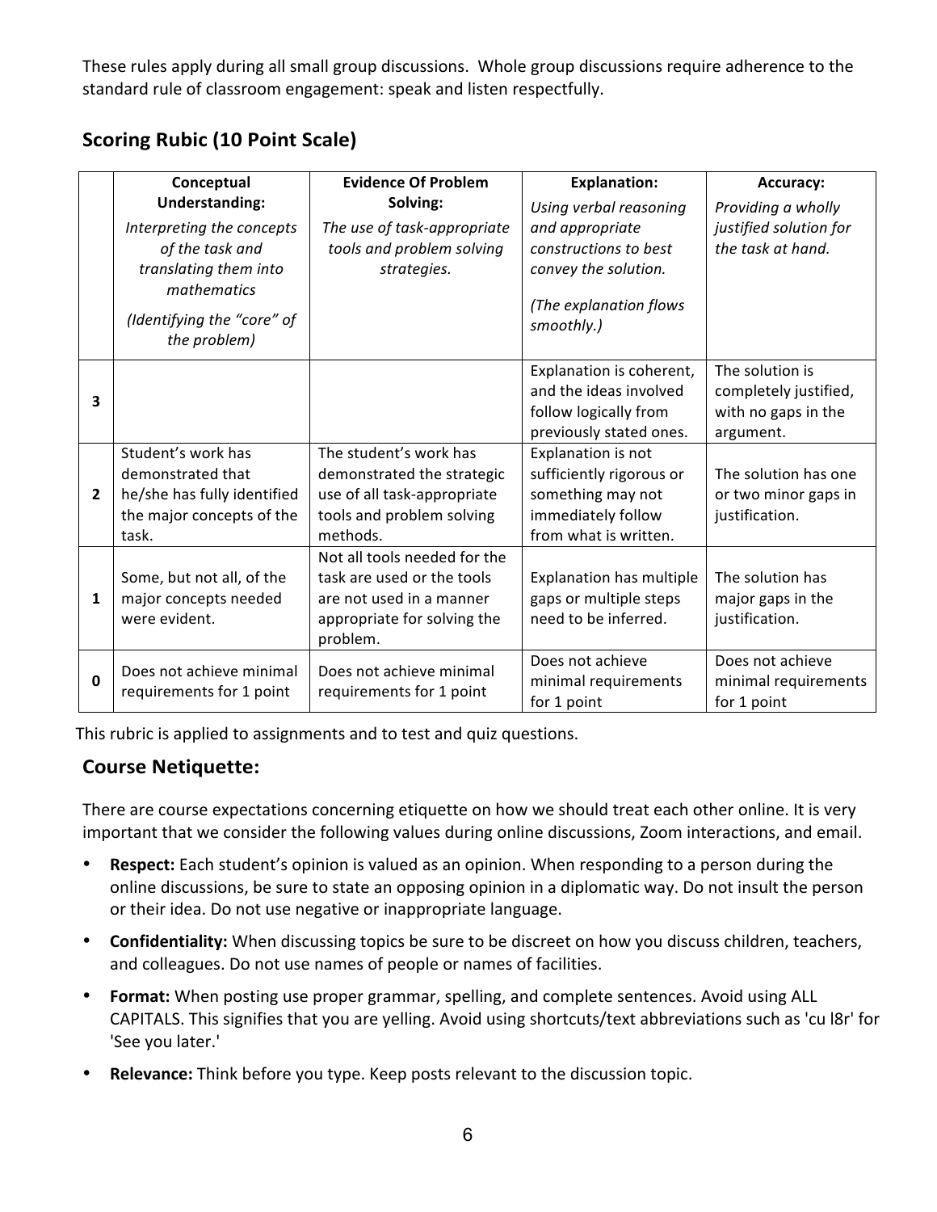These rules apply during all small group discussions. Whole group discussions require adherence to the standard rule of classroom engagement: speak and listen respectfully.

## Scoring Rubic (10 Point Scale)

| | **Conceptual Understanding:** *Interpreting the concepts of the task and translating them into mathematics* *(Identifying the "core" of the problem)* | **Evidence Of Problem Solving:** *The use of task-appropriate tools and problem solving strategies.* | **Explanation:** *Using verbal reasoning and appropriate constructions to best convey the solution.* *(The explanation flows smoothly.)* | **Accuracy:** *Providing a wholly justified solution for the task at hand.* |
|---|---|---|---|---|
| **3** | | | Explanation is coherent, and the ideas involved follow logically from previously stated ones. | The solution is completely justified, with no gaps in the argument. |
| **2** | Student's work has demonstrated that he/she has fully identified the major concepts of the task. | The student's work has demonstrated the strategic use of all task-appropriate tools and problem solving methods. | Explanation is not sufficiently rigorous or something may not immediately follow from what is written. | The solution has one or two minor gaps in justification. |
| **1** | Some, but not all, of the major concepts needed were evident. | Not all tools needed for the task are used or the tools are not used in a manner appropriate for solving the problem. | Explanation has multiple gaps or multiple steps need to be inferred. | The solution has major gaps in the justification. |
| **0** | Does not achieve minimal requirements for 1 point | Does not achieve minimal requirements for 1 point | Does not achieve minimal requirements for 1 point | Does not achieve minimal requirements for 1 point |

This rubric is applied to assignments and to test and quiz questions.

## Course Netiquette:

There are course expectations concerning etiquette on how we should treat each other online. It is very important that we consider the following values during online discussions, Zoom interactions, and email.

- **Respect:** Each student's opinion is valued as an opinion. When responding to a person during the online discussions, be sure to state an opposing opinion in a diplomatic way. Do not insult the person or their idea. Do not use negative or inappropriate language.
- **Confidentiality:** When discussing topics be sure to be discreet on how you discuss children, teachers, and colleagues. Do not use names of people or names of facilities.
- **Format:** When posting use proper grammar, spelling, and complete sentences. Avoid using ALL CAPITALS. This signifies that you are yelling. Avoid using shortcuts/text abbreviations such as 'cu l8r' for 'See you later.'
- **Relevance:** Think before you type. Keep posts relevant to the discussion topic.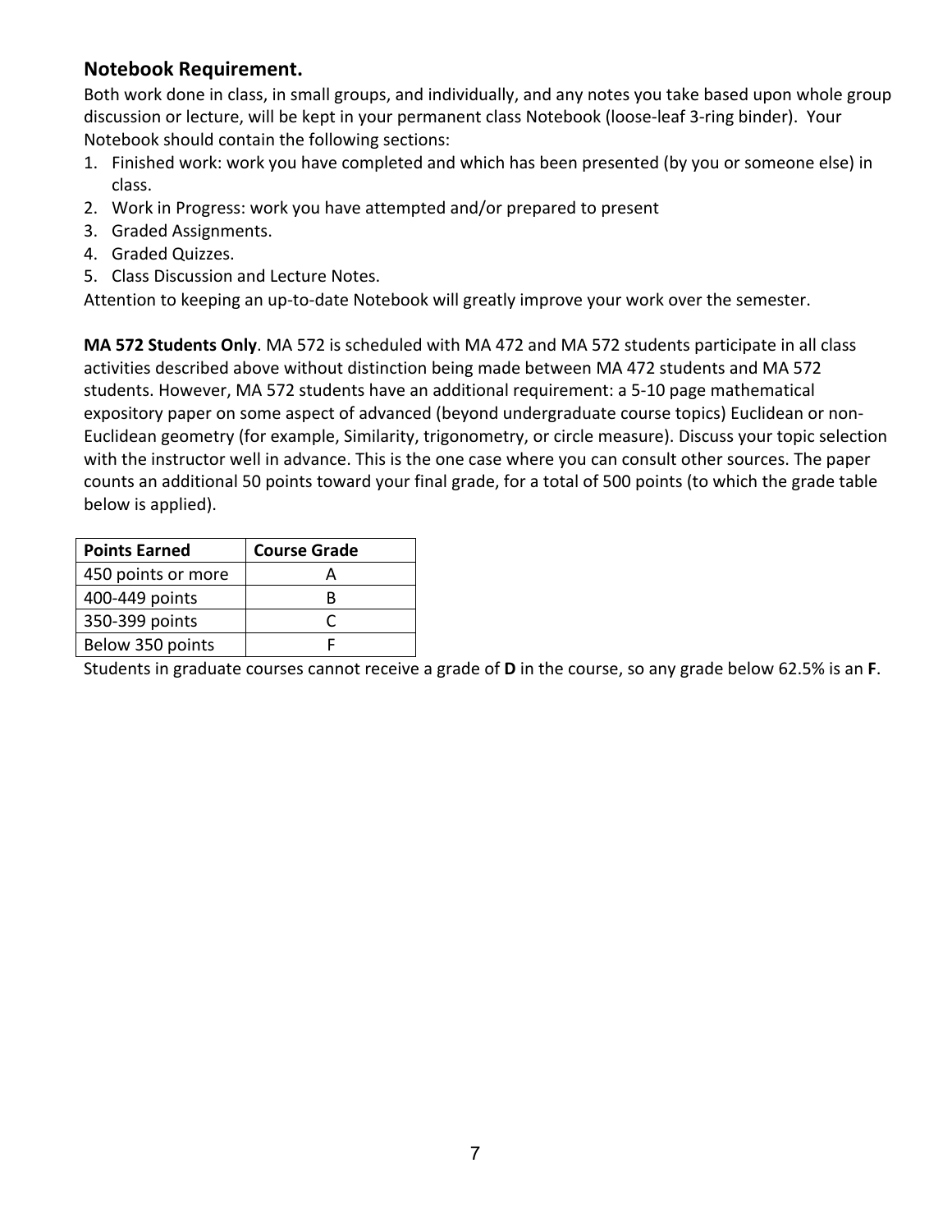### Notebook Requirement.

Both work done in class, in small groups, and individually, and any notes you take based upon whole group discussion or lecture, will be kept in your permanent class Notebook (loose-leaf 3-ring binder). Your Notebook should contain the following sections:

1. Finished work: work you have completed and which has been presented (by you or someone else) in class.
2. Work in Progress: work you have attempted and/or prepared to present
3. Graded Assignments.
4. Graded Quizzes.
5. Class Discussion and Lecture Notes.

Attention to keeping an up-to-date Notebook will greatly improve your work over the semester.

**MA 572 Students Only**. MA 572 is scheduled with MA 472 and MA 572 students participate in all class activities described above without distinction being made between MA 472 students and MA 572 students. However, MA 572 students have an additional requirement: a 5-10 page mathematical expository paper on some aspect of advanced (beyond undergraduate course topics) Euclidean or non-Euclidean geometry (for example, Similarity, trigonometry, or circle measure). Discuss your topic selection with the instructor well in advance. This is the one case where you can consult other sources. The paper counts an additional 50 points toward your final grade, for a total of 500 points (to which the grade table below is applied).

| Points Earned | Course Grade |
|---|---|
| 450 points or more | A |
| 400-449 points | B |
| 350-399 points | C |
| Below 350 points | F |

Students in graduate courses cannot receive a grade of **D** in the course, so any grade below 62.5% is an **F**.